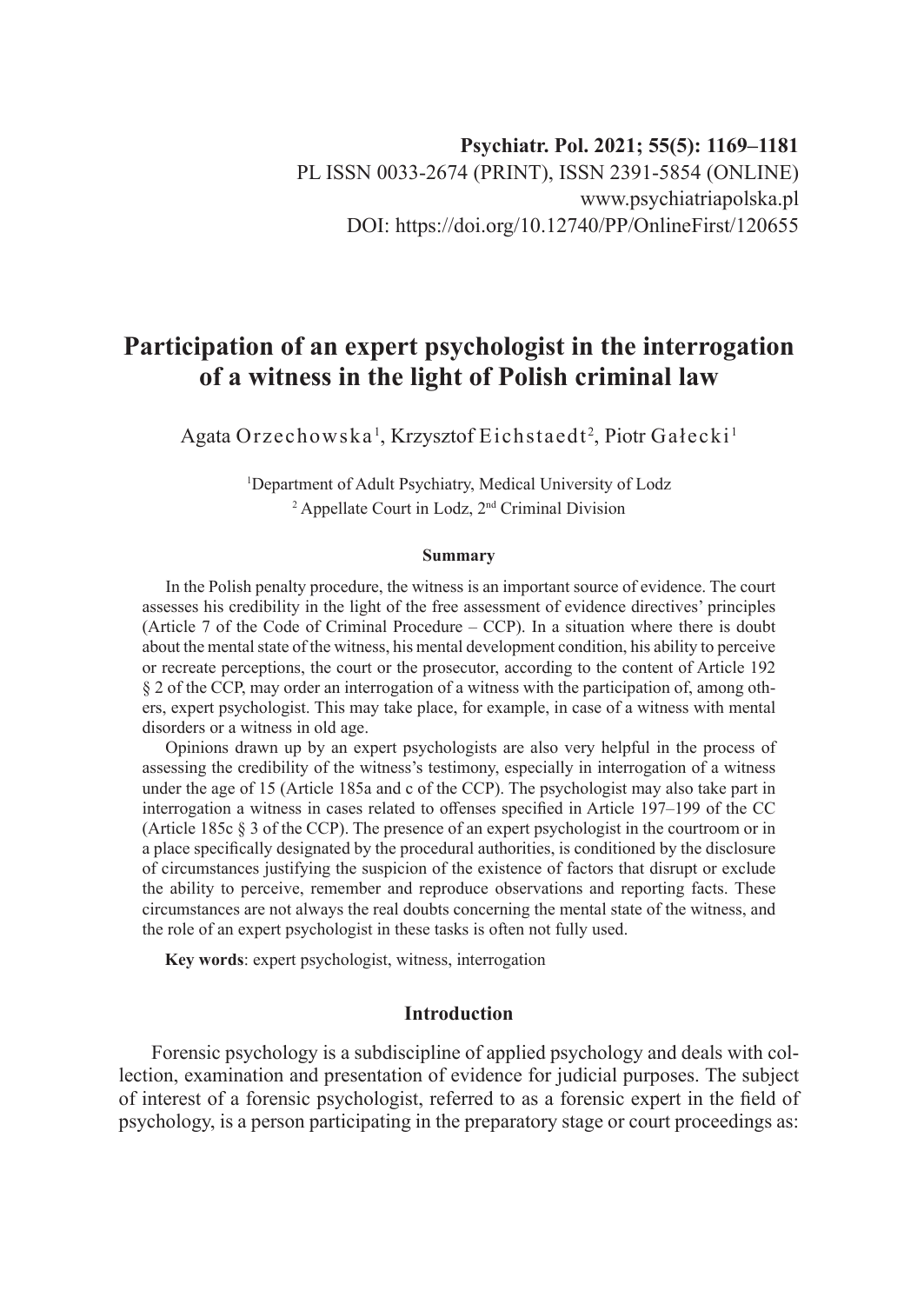**Psychiatr. Pol. 2021; 55(5): 1169–1181**
PL ISSN 0033-2674 (PRINT), ISSN 2391-5854 (ONLINE)
www.psychiatriapolska.pl
DOI: https://doi.org/10.12740/PP/OnlineFirst/120655

# Participation of an expert psychologist in the interrogation of a witness in the light of Polish criminal law

Agata Orzechowska[1], Krzysztof Eichstaedt[2], Piotr Gałecki[1]

[1]Department of Adult Psychiatry, Medical University of Lodz
[2] Appellate Court in Lodz, 2nd Criminal Division

**Summary**

In the Polish penalty procedure, the witness is an important source of evidence. The court assesses his credibility in the light of the free assessment of evidence directives' principles (Article 7 of the Code of Criminal Procedure – CCP). In a situation where there is doubt about the mental state of the witness, his mental development condition, his ability to perceive or recreate perceptions, the court or the prosecutor, according to the content of Article 192 § 2 of the CCP, may order an interrogation of a witness with the participation of, among others, expert psychologist. This may take place, for example, in case of a witness with mental disorders or a witness in old age.

Opinions drawn up by an expert psychologists are also very helpful in the process of assessing the credibility of the witness's testimony, especially in interrogation of a witness under the age of 15 (Article 185a and c of the CCP). The psychologist may also take part in interrogation a witness in cases related to offenses specified in Article 197–199 of the CC (Article 185c § 3 of the CCP). The presence of an expert psychologist in the courtroom or in a place specifically designated by the procedural authorities, is conditioned by the disclosure of circumstances justifying the suspicion of the existence of factors that disrupt or exclude the ability to perceive, remember and reproduce observations and reporting facts. These circumstances are not always the real doubts concerning the mental state of the witness, and the role of an expert psychologist in these tasks is often not fully used.

**Key words**: expert psychologist, witness, interrogation

## Introduction

Forensic psychology is a subdiscipline of applied psychology and deals with collection, examination and presentation of evidence for judicial purposes. The subject of interest of a forensic psychologist, referred to as a forensic expert in the field of psychology, is a person participating in the preparatory stage or court proceedings as: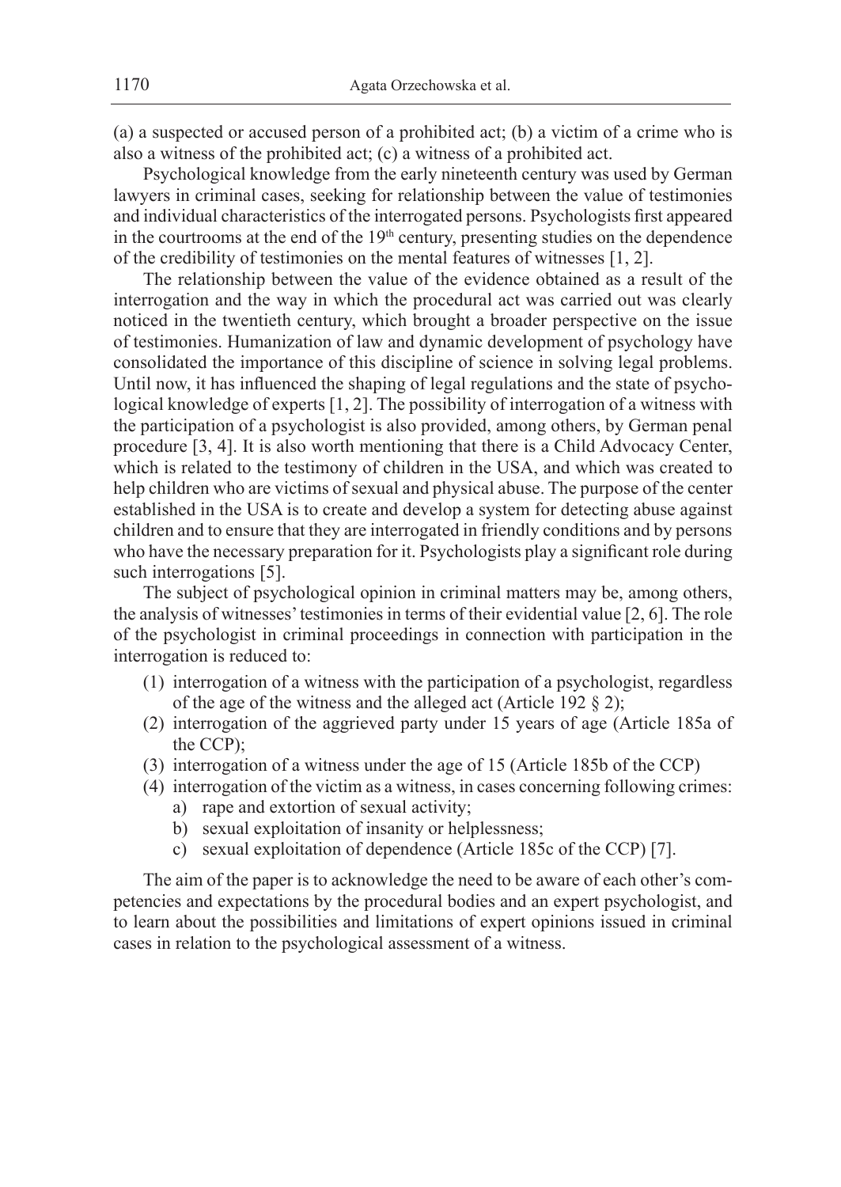(a) a suspected or accused person of a prohibited act; (b) a victim of a crime who is also a witness of the prohibited act; (c) a witness of a prohibited act.

Psychological knowledge from the early nineteenth century was used by German lawyers in criminal cases, seeking for relationship between the value of testimonies and individual characteristics of the interrogated persons. Psychologists first appeared in the courtrooms at the end of the 19th century, presenting studies on the dependence of the credibility of testimonies on the mental features of witnesses [1, 2].

The relationship between the value of the evidence obtained as a result of the interrogation and the way in which the procedural act was carried out was clearly noticed in the twentieth century, which brought a broader perspective on the issue of testimonies. Humanization of law and dynamic development of psychology have consolidated the importance of this discipline of science in solving legal problems. Until now, it has influenced the shaping of legal regulations and the state of psychological knowledge of experts [1, 2]. The possibility of interrogation of a witness with the participation of a psychologist is also provided, among others, by German penal procedure [3, 4]. It is also worth mentioning that there is a Child Advocacy Center, which is related to the testimony of children in the USA, and which was created to help children who are victims of sexual and physical abuse. The purpose of the center established in the USA is to create and develop a system for detecting abuse against children and to ensure that they are interrogated in friendly conditions and by persons who have the necessary preparation for it. Psychologists play a significant role during such interrogations [5].

The subject of psychological opinion in criminal matters may be, among others, the analysis of witnesses' testimonies in terms of their evidential value [2, 6]. The role of the psychologist in criminal proceedings in connection with participation in the interrogation is reduced to:

(1) interrogation of a witness with the participation of a psychologist, regardless of the age of the witness and the alleged act (Article 192 § 2);
(2) interrogation of the aggrieved party under 15 years of age (Article 185a of the CCP);
(3) interrogation of a witness under the age of 15 (Article 185b of the CCP)
(4) interrogation of the victim as a witness, in cases concerning following crimes:
    a) rape and extortion of sexual activity;
    b) sexual exploitation of insanity or helplessness;
    c) sexual exploitation of dependence (Article 185c of the CCP) [7].

The aim of the paper is to acknowledge the need to be aware of each other's competencies and expectations by the procedural bodies and an expert psychologist, and to learn about the possibilities and limitations of expert opinions issued in criminal cases in relation to the psychological assessment of a witness.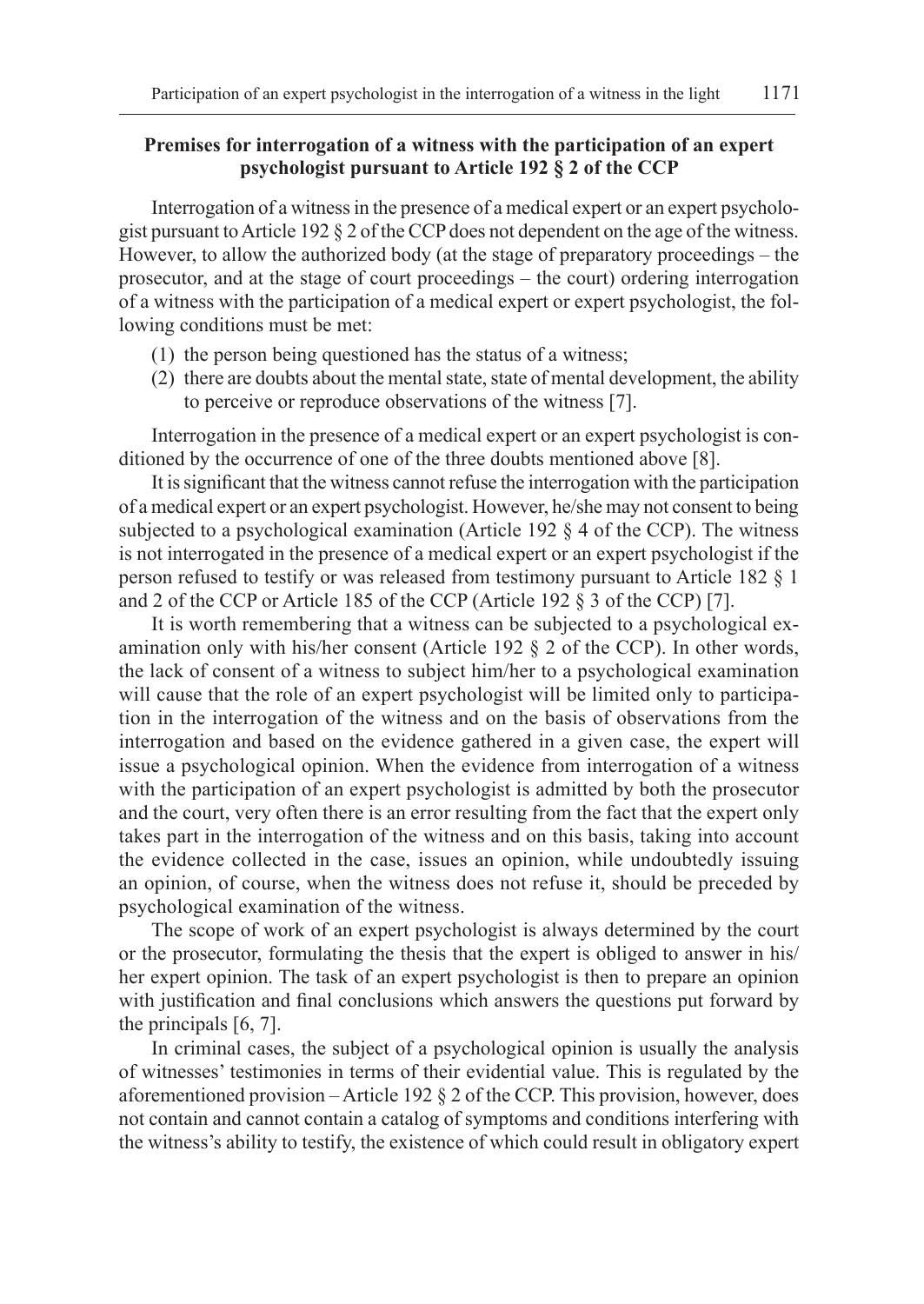**Premises for interrogation of a witness with the participation of an expert psychologist pursuant to Article 192 § 2 of the CCP**

Interrogation of a witness in the presence of a medical expert or an expert psychologist pursuant to Article 192 § 2 of the CCP does not dependent on the age of the witness. However, to allow the authorized body (at the stage of preparatory proceedings – the prosecutor, and at the stage of court proceedings – the court) ordering interrogation of a witness with the participation of a medical expert or expert psychologist, the following conditions must be met:

(1) the person being questioned has the status of a witness;
(2) there are doubts about the mental state, state of mental development, the ability to perceive or reproduce observations of the witness [7].

Interrogation in the presence of a medical expert or an expert psychologist is conditioned by the occurrence of one of the three doubts mentioned above [8].

It is significant that the witness cannot refuse the interrogation with the participation of a medical expert or an expert psychologist. However, he/she may not consent to being subjected to a psychological examination (Article 192 § 4 of the CCP). The witness is not interrogated in the presence of a medical expert or an expert psychologist if the person refused to testify or was released from testimony pursuant to Article 182 § 1 and 2 of the CCP or Article 185 of the CCP (Article 192 § 3 of the CCP) [7].

It is worth remembering that a witness can be subjected to a psychological examination only with his/her consent (Article 192 § 2 of the CCP). In other words, the lack of consent of a witness to subject him/her to a psychological examination will cause that the role of an expert psychologist will be limited only to participation in the interrogation of the witness and on the basis of observations from the interrogation and based on the evidence gathered in a given case, the expert will issue a psychological opinion. When the evidence from interrogation of a witness with the participation of an expert psychologist is admitted by both the prosecutor and the court, very often there is an error resulting from the fact that the expert only takes part in the interrogation of the witness and on this basis, taking into account the evidence collected in the case, issues an opinion, while undoubtedly issuing an opinion, of course, when the witness does not refuse it, should be preceded by psychological examination of the witness.

The scope of work of an expert psychologist is always determined by the court or the prosecutor, formulating the thesis that the expert is obliged to answer in his/her expert opinion. The task of an expert psychologist is then to prepare an opinion with justification and final conclusions which answers the questions put forward by the principals [6, 7].

In criminal cases, the subject of a psychological opinion is usually the analysis of witnesses' testimonies in terms of their evidential value. This is regulated by the aforementioned provision – Article 192 § 2 of the CCP. This provision, however, does not contain and cannot contain a catalog of symptoms and conditions interfering with the witness's ability to testify, the existence of which could result in obligatory expert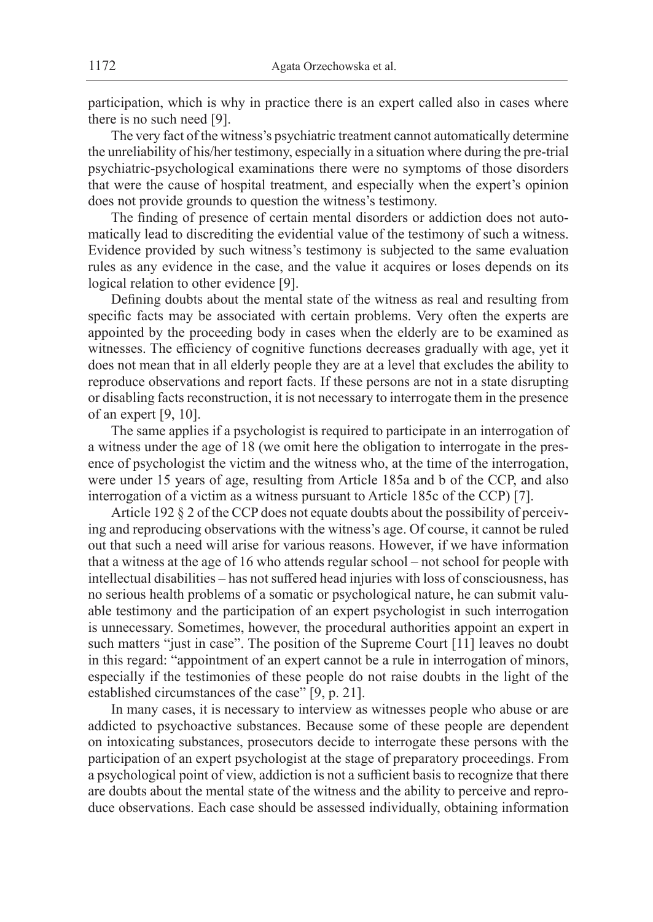participation, which is why in practice there is an expert called also in cases where there is no such need [9].

The very fact of the witness's psychiatric treatment cannot automatically determine the unreliability of his/her testimony, especially in a situation where during the pre-trial psychiatric-psychological examinations there were no symptoms of those disorders that were the cause of hospital treatment, and especially when the expert's opinion does not provide grounds to question the witness's testimony.

The finding of presence of certain mental disorders or addiction does not automatically lead to discrediting the evidential value of the testimony of such a witness. Evidence provided by such witness's testimony is subjected to the same evaluation rules as any evidence in the case, and the value it acquires or loses depends on its logical relation to other evidence [9].

Defining doubts about the mental state of the witness as real and resulting from specific facts may be associated with certain problems. Very often the experts are appointed by the proceeding body in cases when the elderly are to be examined as witnesses. The efficiency of cognitive functions decreases gradually with age, yet it does not mean that in all elderly people they are at a level that excludes the ability to reproduce observations and report facts. If these persons are not in a state disrupting or disabling facts reconstruction, it is not necessary to interrogate them in the presence of an expert [9, 10].

The same applies if a psychologist is required to participate in an interrogation of a witness under the age of 18 (we omit here the obligation to interrogate in the presence of psychologist the victim and the witness who, at the time of the interrogation, were under 15 years of age, resulting from Article 185a and b of the CCP, and also interrogation of a victim as a witness pursuant to Article 185c of the CCP) [7].

Article 192 § 2 of the CCP does not equate doubts about the possibility of perceiving and reproducing observations with the witness's age. Of course, it cannot be ruled out that such a need will arise for various reasons. However, if we have information that a witness at the age of 16 who attends regular school – not school for people with intellectual disabilities – has not suffered head injuries with loss of consciousness, has no serious health problems of a somatic or psychological nature, he can submit valuable testimony and the participation of an expert psychologist in such interrogation is unnecessary. Sometimes, however, the procedural authorities appoint an expert in such matters "just in case". The position of the Supreme Court [11] leaves no doubt in this regard: "appointment of an expert cannot be a rule in interrogation of minors, especially if the testimonies of these people do not raise doubts in the light of the established circumstances of the case" [9, p. 21].

In many cases, it is necessary to interview as witnesses people who abuse or are addicted to psychoactive substances. Because some of these people are dependent on intoxicating substances, prosecutors decide to interrogate these persons with the participation of an expert psychologist at the stage of preparatory proceedings. From a psychological point of view, addiction is not a sufficient basis to recognize that there are doubts about the mental state of the witness and the ability to perceive and reproduce observations. Each case should be assessed individually, obtaining information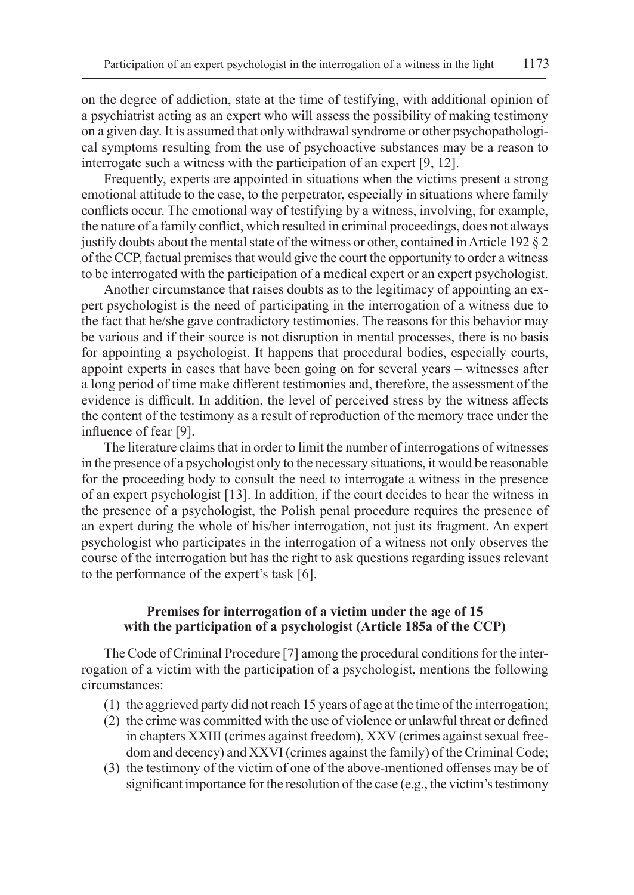on the degree of addiction, state at the time of testifying, with additional opinion of a psychiatrist acting as an expert who will assess the possibility of making testimony on a given day. It is assumed that only withdrawal syndrome or other psychopathological symptoms resulting from the use of psychoactive substances may be a reason to interrogate such a witness with the participation of an expert [9, 12].

Frequently, experts are appointed in situations when the victims present a strong emotional attitude to the case, to the perpetrator, especially in situations where family conflicts occur. The emotional way of testifying by a witness, involving, for example, the nature of a family conflict, which resulted in criminal proceedings, does not always justify doubts about the mental state of the witness or other, contained in Article 192 § 2 of the CCP, factual premises that would give the court the opportunity to order a witness to be interrogated with the participation of a medical expert or an expert psychologist.

Another circumstance that raises doubts as to the legitimacy of appointing an expert psychologist is the need of participating in the interrogation of a witness due to the fact that he/she gave contradictory testimonies. The reasons for this behavior may be various and if their source is not disruption in mental processes, there is no basis for appointing a psychologist. It happens that procedural bodies, especially courts, appoint experts in cases that have been going on for several years – witnesses after a long period of time make different testimonies and, therefore, the assessment of the evidence is difficult. In addition, the level of perceived stress by the witness affects the content of the testimony as a result of reproduction of the memory trace under the influence of fear [9].

The literature claims that in order to limit the number of interrogations of witnesses in the presence of a psychologist only to the necessary situations, it would be reasonable for the proceeding body to consult the need to interrogate a witness in the presence of an expert psychologist [13]. In addition, if the court decides to hear the witness in the presence of a psychologist, the Polish penal procedure requires the presence of an expert during the whole of his/her interrogation, not just its fragment. An expert psychologist who participates in the interrogation of a witness not only observes the course of the interrogation but has the right to ask questions regarding issues relevant to the performance of the expert's task [6].

## Premises for interrogation of a victim under the age of 15 with the participation of a psychologist (Article 185a of the CCP)

The Code of Criminal Procedure [7] among the procedural conditions for the interrogation of a victim with the participation of a psychologist, mentions the following circumstances:

(1) the aggrieved party did not reach 15 years of age at the time of the interrogation;
(2) the crime was committed with the use of violence or unlawful threat or defined in chapters XXIII (crimes against freedom), XXV (crimes against sexual freedom and decency) and XXVI (crimes against the family) of the Criminal Code;
(3) the testimony of the victim of one of the above-mentioned offenses may be of significant importance for the resolution of the case (e.g., the victim's testimony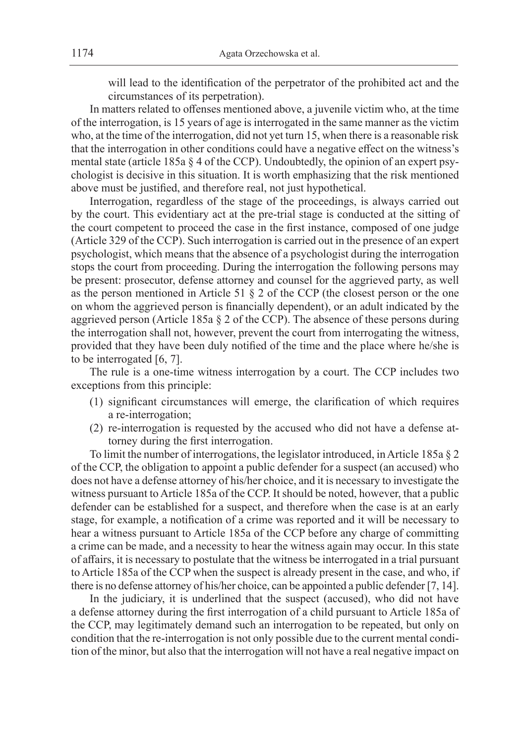will lead to the identification of the perpetrator of the prohibited act and the circumstances of its perpetration).

In matters related to offenses mentioned above, a juvenile victim who, at the time of the interrogation, is 15 years of age is interrogated in the same manner as the victim who, at the time of the interrogation, did not yet turn 15, when there is a reasonable risk that the interrogation in other conditions could have a negative effect on the witness's mental state (article 185a § 4 of the CCP). Undoubtedly, the opinion of an expert psychologist is decisive in this situation. It is worth emphasizing that the risk mentioned above must be justified, and therefore real, not just hypothetical.

Interrogation, regardless of the stage of the proceedings, is always carried out by the court. This evidentiary act at the pre-trial stage is conducted at the sitting of the court competent to proceed the case in the first instance, composed of one judge (Article 329 of the CCP). Such interrogation is carried out in the presence of an expert psychologist, which means that the absence of a psychologist during the interrogation stops the court from proceeding. During the interrogation the following persons may be present: prosecutor, defense attorney and counsel for the aggrieved party, as well as the person mentioned in Article 51 § 2 of the CCP (the closest person or the one on whom the aggrieved person is financially dependent), or an adult indicated by the aggrieved person (Article 185a § 2 of the CCP). The absence of these persons during the interrogation shall not, however, prevent the court from interrogating the witness, provided that they have been duly notified of the time and the place where he/she is to be interrogated [6, 7].

The rule is a one-time witness interrogation by a court. The CCP includes two exceptions from this principle:

(1) significant circumstances will emerge, the clarification of which requires a re-interrogation;
(2) re-interrogation is requested by the accused who did not have a defense attorney during the first interrogation.

To limit the number of interrogations, the legislator introduced, in Article 185a § 2 of the CCP, the obligation to appoint a public defender for a suspect (an accused) who does not have a defense attorney of his/her choice, and it is necessary to investigate the witness pursuant to Article 185a of the CCP. It should be noted, however, that a public defender can be established for a suspect, and therefore when the case is at an early stage, for example, a notification of a crime was reported and it will be necessary to hear a witness pursuant to Article 185a of the CCP before any charge of committing a crime can be made, and a necessity to hear the witness again may occur. In this state of affairs, it is necessary to postulate that the witness be interrogated in a trial pursuant to Article 185a of the CCP when the suspect is already present in the case, and who, if there is no defense attorney of his/her choice, can be appointed a public defender [7, 14].

In the judiciary, it is underlined that the suspect (accused), who did not have a defense attorney during the first interrogation of a child pursuant to Article 185a of the CCP, may legitimately demand such an interrogation to be repeated, but only on condition that the re-interrogation is not only possible due to the current mental condition of the minor, but also that the interrogation will not have a real negative impact on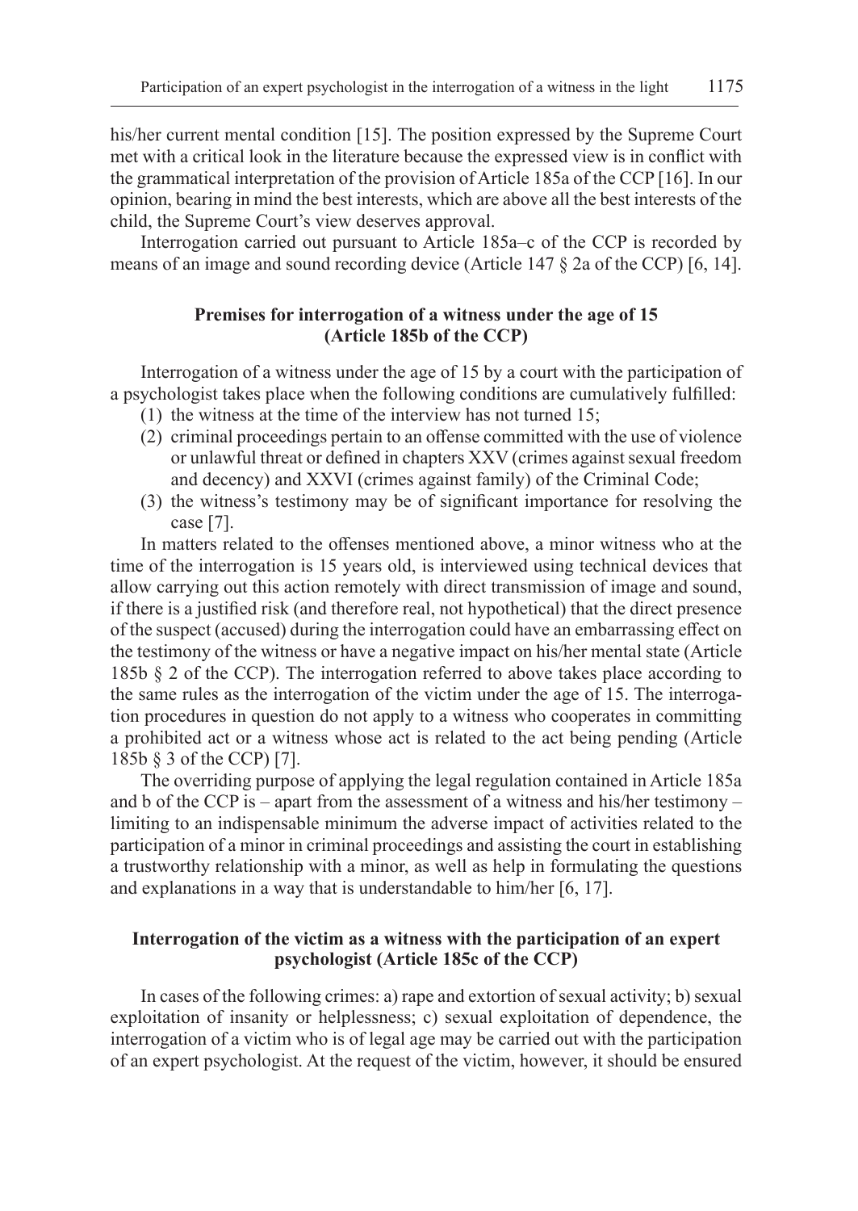his/her current mental condition [15]. The position expressed by the Supreme Court met with a critical look in the literature because the expressed view is in conflict with the grammatical interpretation of the provision of Article 185a of the CCP [16]. In our opinion, bearing in mind the best interests, which are above all the best interests of the child, the Supreme Court's view deserves approval.

Interrogation carried out pursuant to Article 185a–c of the CCP is recorded by means of an image and sound recording device (Article 147 § 2a of the CCP) [6, 14].

### Premises for interrogation of a witness under the age of 15 (Article 185b of the CCP)

Interrogation of a witness under the age of 15 by a court with the participation of a psychologist takes place when the following conditions are cumulatively fulfilled:

(1) the witness at the time of the interview has not turned 15;
(2) criminal proceedings pertain to an offense committed with the use of violence or unlawful threat or defined in chapters XXV (crimes against sexual freedom and decency) and XXVI (crimes against family) of the Criminal Code;
(3) the witness's testimony may be of significant importance for resolving the case [7].

In matters related to the offenses mentioned above, a minor witness who at the time of the interrogation is 15 years old, is interviewed using technical devices that allow carrying out this action remotely with direct transmission of image and sound, if there is a justified risk (and therefore real, not hypothetical) that the direct presence of the suspect (accused) during the interrogation could have an embarrassing effect on the testimony of the witness or have a negative impact on his/her mental state (Article 185b § 2 of the CCP). The interrogation referred to above takes place according to the same rules as the interrogation of the victim under the age of 15. The interrogation procedures in question do not apply to a witness who cooperates in committing a prohibited act or a witness whose act is related to the act being pending (Article 185b § 3 of the CCP) [7].

The overriding purpose of applying the legal regulation contained in Article 185a and b of the CCP is – apart from the assessment of a witness and his/her testimony – limiting to an indispensable minimum the adverse impact of activities related to the participation of a minor in criminal proceedings and assisting the court in establishing a trustworthy relationship with a minor, as well as help in formulating the questions and explanations in a way that is understandable to him/her [6, 17].

### Interrogation of the victim as a witness with the participation of an expert psychologist (Article 185c of the CCP)

In cases of the following crimes: a) rape and extortion of sexual activity; b) sexual exploitation of insanity or helplessness; c) sexual exploitation of dependence, the interrogation of a victim who is of legal age may be carried out with the participation of an expert psychologist. At the request of the victim, however, it should be ensured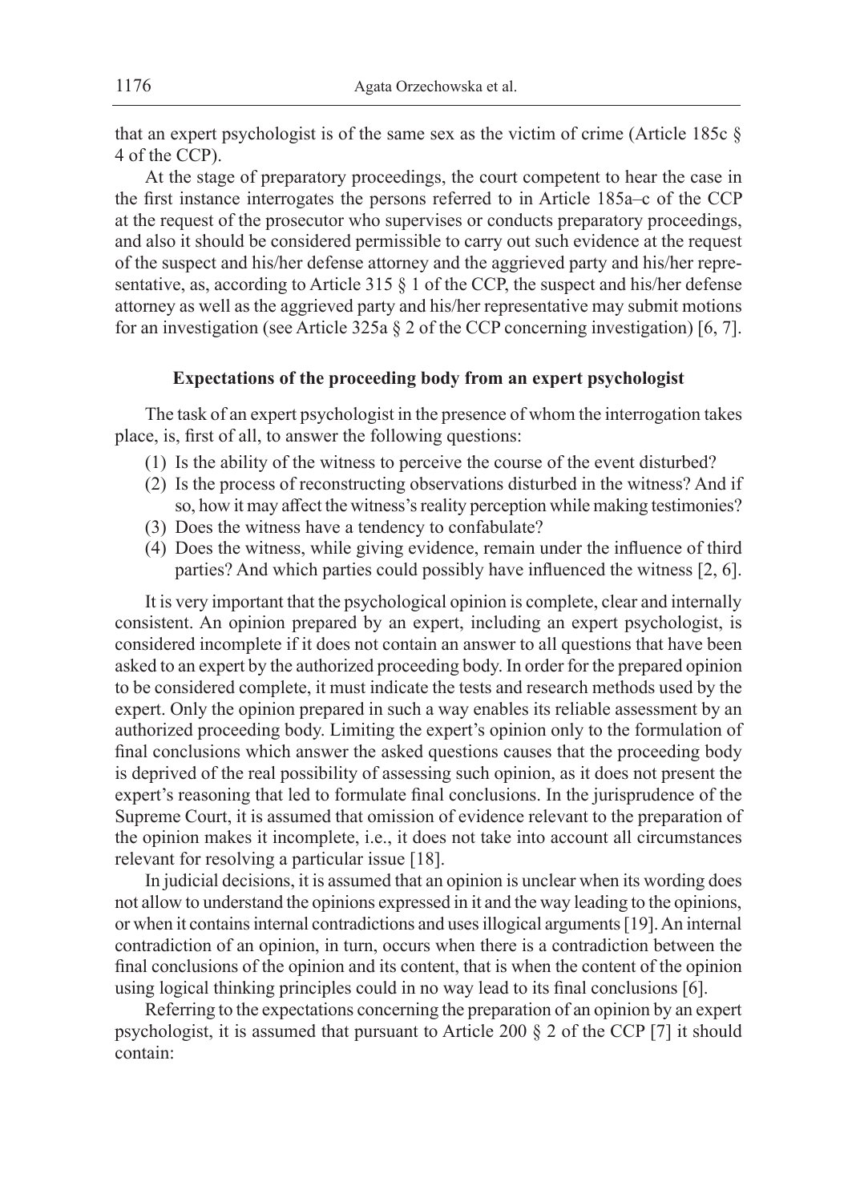that an expert psychologist is of the same sex as the victim of crime (Article 185c § 4 of the CCP).

At the stage of preparatory proceedings, the court competent to hear the case in the first instance interrogates the persons referred to in Article 185a–c of the CCP at the request of the prosecutor who supervises or conducts preparatory proceedings, and also it should be considered permissible to carry out such evidence at the request of the suspect and his/her defense attorney and the aggrieved party and his/her representative, as, according to Article 315 § 1 of the CCP, the suspect and his/her defense attorney as well as the aggrieved party and his/her representative may submit motions for an investigation (see Article 325a § 2 of the CCP concerning investigation) [6, 7].

### Expectations of the proceeding body from an expert psychologist

The task of an expert psychologist in the presence of whom the interrogation takes place, is, first of all, to answer the following questions:

(1) Is the ability of the witness to perceive the course of the event disturbed?
(2) Is the process of reconstructing observations disturbed in the witness? And if so, how it may affect the witness's reality perception while making testimonies?
(3) Does the witness have a tendency to confabulate?
(4) Does the witness, while giving evidence, remain under the influence of third parties? And which parties could possibly have influenced the witness [2, 6].

It is very important that the psychological opinion is complete, clear and internally consistent. An opinion prepared by an expert, including an expert psychologist, is considered incomplete if it does not contain an answer to all questions that have been asked to an expert by the authorized proceeding body. In order for the prepared opinion to be considered complete, it must indicate the tests and research methods used by the expert. Only the opinion prepared in such a way enables its reliable assessment by an authorized proceeding body. Limiting the expert's opinion only to the formulation of final conclusions which answer the asked questions causes that the proceeding body is deprived of the real possibility of assessing such opinion, as it does not present the expert's reasoning that led to formulate final conclusions. In the jurisprudence of the Supreme Court, it is assumed that omission of evidence relevant to the preparation of the opinion makes it incomplete, i.e., it does not take into account all circumstances relevant for resolving a particular issue [18].

In judicial decisions, it is assumed that an opinion is unclear when its wording does not allow to understand the opinions expressed in it and the way leading to the opinions, or when it contains internal contradictions and uses illogical arguments [19]. An internal contradiction of an opinion, in turn, occurs when there is a contradiction between the final conclusions of the opinion and its content, that is when the content of the opinion using logical thinking principles could in no way lead to its final conclusions [6].

Referring to the expectations concerning the preparation of an opinion by an expert psychologist, it is assumed that pursuant to Article 200 § 2 of the CCP [7] it should contain: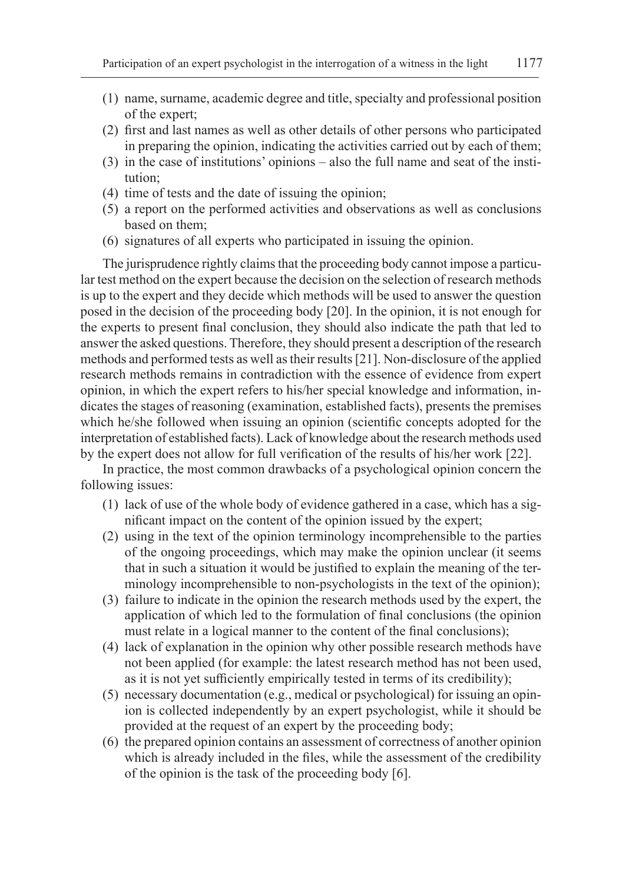(1) name, surname, academic degree and title, specialty and professional position of the expert;
(2) first and last names as well as other details of other persons who participated in preparing the opinion, indicating the activities carried out by each of them;
(3) in the case of institutions' opinions – also the full name and seat of the institution;
(4) time of tests and the date of issuing the opinion;
(5) a report on the performed activities and observations as well as conclusions based on them;
(6) signatures of all experts who participated in issuing the opinion.

The jurisprudence rightly claims that the proceeding body cannot impose a particular test method on the expert because the decision on the selection of research methods is up to the expert and they decide which methods will be used to answer the question posed in the decision of the proceeding body [20]. In the opinion, it is not enough for the experts to present final conclusion, they should also indicate the path that led to answer the asked questions. Therefore, they should present a description of the research methods and performed tests as well as their results [21]. Non-disclosure of the applied research methods remains in contradiction with the essence of evidence from expert opinion, in which the expert refers to his/her special knowledge and information, indicates the stages of reasoning (examination, established facts), presents the premises which he/she followed when issuing an opinion (scientific concepts adopted for the interpretation of established facts). Lack of knowledge about the research methods used by the expert does not allow for full verification of the results of his/her work [22].

In practice, the most common drawbacks of a psychological opinion concern the following issues:

(1) lack of use of the whole body of evidence gathered in a case, which has a significant impact on the content of the opinion issued by the expert;
(2) using in the text of the opinion terminology incomprehensible to the parties of the ongoing proceedings, which may make the opinion unclear (it seems that in such a situation it would be justified to explain the meaning of the terminology incomprehensible to non-psychologists in the text of the opinion);
(3) failure to indicate in the opinion the research methods used by the expert, the application of which led to the formulation of final conclusions (the opinion must relate in a logical manner to the content of the final conclusions);
(4) lack of explanation in the opinion why other possible research methods have not been applied (for example: the latest research method has not been used, as it is not yet sufficiently empirically tested in terms of its credibility);
(5) necessary documentation (e.g., medical or psychological) for issuing an opinion is collected independently by an expert psychologist, while it should be provided at the request of an expert by the proceeding body;
(6) the prepared opinion contains an assessment of correctness of another opinion which is already included in the files, while the assessment of the credibility of the opinion is the task of the proceeding body [6].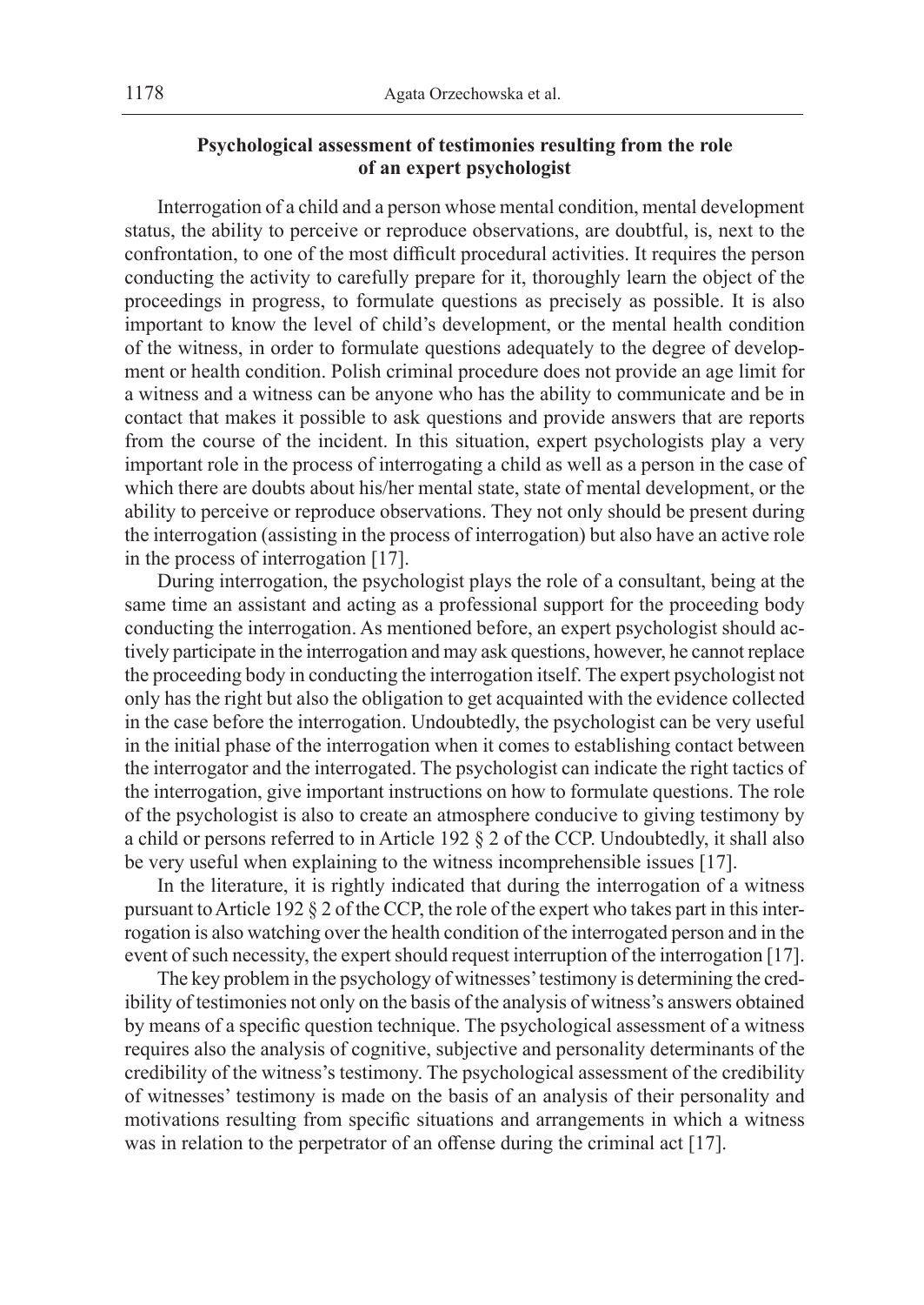## Psychological assessment of testimonies resulting from the role of an expert psychologist

Interrogation of a child and a person whose mental condition, mental development status, the ability to perceive or reproduce observations, are doubtful, is, next to the confrontation, to one of the most difficult procedural activities. It requires the person conducting the activity to carefully prepare for it, thoroughly learn the object of the proceedings in progress, to formulate questions as precisely as possible. It is also important to know the level of child's development, or the mental health condition of the witness, in order to formulate questions adequately to the degree of development or health condition. Polish criminal procedure does not provide an age limit for a witness and a witness can be anyone who has the ability to communicate and be in contact that makes it possible to ask questions and provide answers that are reports from the course of the incident. In this situation, expert psychologists play a very important role in the process of interrogating a child as well as a person in the case of which there are doubts about his/her mental state, state of mental development, or the ability to perceive or reproduce observations. They not only should be present during the interrogation (assisting in the process of interrogation) but also have an active role in the process of interrogation [17].

During interrogation, the psychologist plays the role of a consultant, being at the same time an assistant and acting as a professional support for the proceeding body conducting the interrogation. As mentioned before, an expert psychologist should actively participate in the interrogation and may ask questions, however, he cannot replace the proceeding body in conducting the interrogation itself. The expert psychologist not only has the right but also the obligation to get acquainted with the evidence collected in the case before the interrogation. Undoubtedly, the psychologist can be very useful in the initial phase of the interrogation when it comes to establishing contact between the interrogator and the interrogated. The psychologist can indicate the right tactics of the interrogation, give important instructions on how to formulate questions. The role of the psychologist is also to create an atmosphere conducive to giving testimony by a child or persons referred to in Article 192 § 2 of the CCP. Undoubtedly, it shall also be very useful when explaining to the witness incomprehensible issues [17].

In the literature, it is rightly indicated that during the interrogation of a witness pursuant to Article 192 § 2 of the CCP, the role of the expert who takes part in this interrogation is also watching over the health condition of the interrogated person and in the event of such necessity, the expert should request interruption of the interrogation [17].

The key problem in the psychology of witnesses' testimony is determining the credibility of testimonies not only on the basis of the analysis of witness's answers obtained by means of a specific question technique. The psychological assessment of a witness requires also the analysis of cognitive, subjective and personality determinants of the credibility of the witness's testimony. The psychological assessment of the credibility of witnesses' testimony is made on the basis of an analysis of their personality and motivations resulting from specific situations and arrangements in which a witness was in relation to the perpetrator of an offense during the criminal act [17].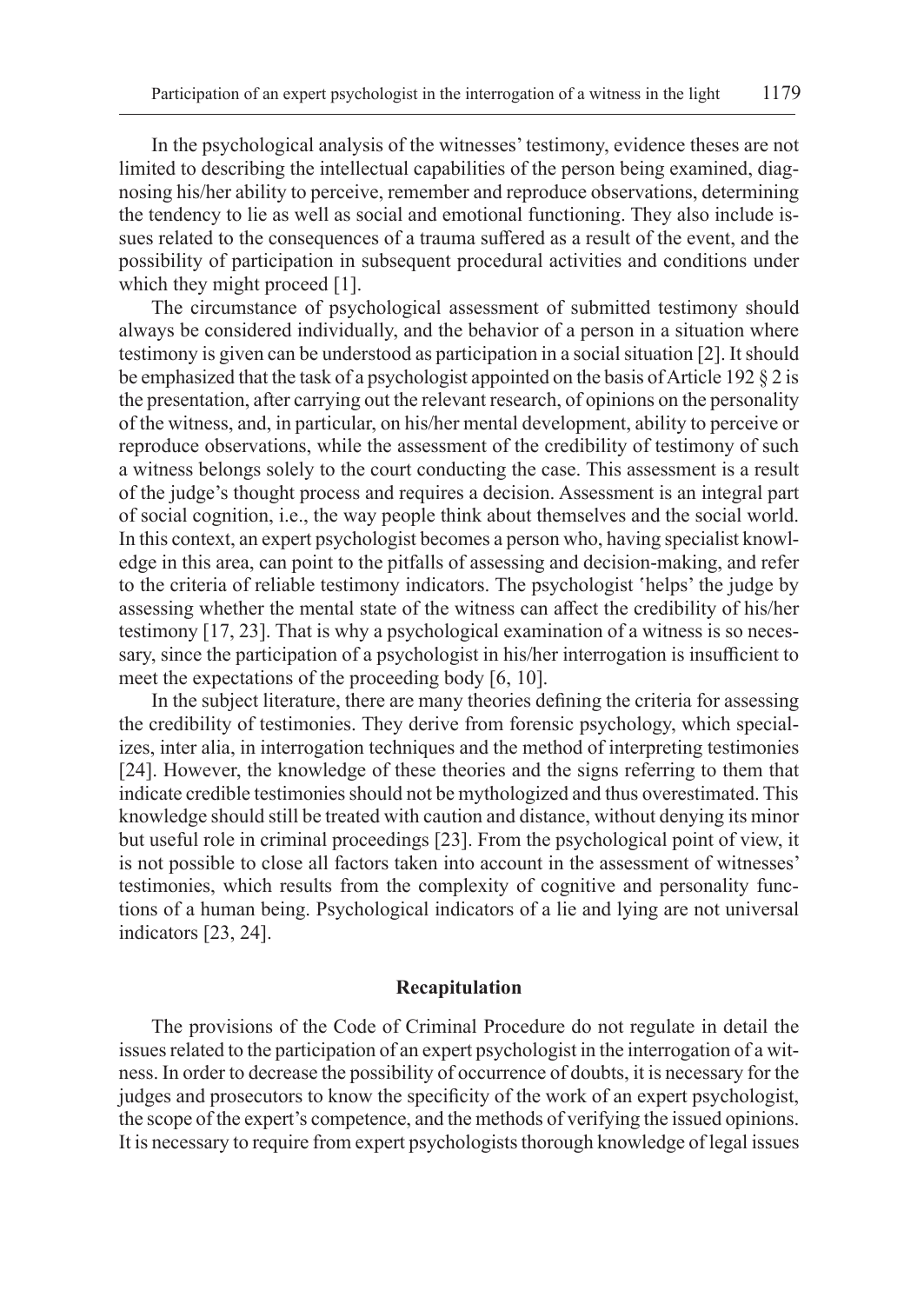In the psychological analysis of the witnesses' testimony, evidence theses are not limited to describing the intellectual capabilities of the person being examined, diagnosing his/her ability to perceive, remember and reproduce observations, determining the tendency to lie as well as social and emotional functioning. They also include issues related to the consequences of a trauma suffered as a result of the event, and the possibility of participation in subsequent procedural activities and conditions under which they might proceed [1].

The circumstance of psychological assessment of submitted testimony should always be considered individually, and the behavior of a person in a situation where testimony is given can be understood as participation in a social situation [2]. It should be emphasized that the task of a psychologist appointed on the basis of Article 192 § 2 is the presentation, after carrying out the relevant research, of opinions on the personality of the witness, and, in particular, on his/her mental development, ability to perceive or reproduce observations, while the assessment of the credibility of testimony of such a witness belongs solely to the court conducting the case. This assessment is a result of the judge's thought process and requires a decision. Assessment is an integral part of social cognition, i.e., the way people think about themselves and the social world. In this context, an expert psychologist becomes a person who, having specialist knowledge in this area, can point to the pitfalls of assessing and decision-making, and refer to the criteria of reliable testimony indicators. The psychologist 'helps' the judge by assessing whether the mental state of the witness can affect the credibility of his/her testimony [17, 23]. That is why a psychological examination of a witness is so necessary, since the participation of a psychologist in his/her interrogation is insufficient to meet the expectations of the proceeding body [6, 10].

In the subject literature, there are many theories defining the criteria for assessing the credibility of testimonies. They derive from forensic psychology, which specializes, inter alia, in interrogation techniques and the method of interpreting testimonies [24]. However, the knowledge of these theories and the signs referring to them that indicate credible testimonies should not be mythologized and thus overestimated. This knowledge should still be treated with caution and distance, without denying its minor but useful role in criminal proceedings [23]. From the psychological point of view, it is not possible to close all factors taken into account in the assessment of witnesses' testimonies, which results from the complexity of cognitive and personality functions of a human being. Psychological indicators of a lie and lying are not universal indicators [23, 24].

## Recapitulation

The provisions of the Code of Criminal Procedure do not regulate in detail the issues related to the participation of an expert psychologist in the interrogation of a witness. In order to decrease the possibility of occurrence of doubts, it is necessary for the judges and prosecutors to know the specificity of the work of an expert psychologist, the scope of the expert's competence, and the methods of verifying the issued opinions. It is necessary to require from expert psychologists thorough knowledge of legal issues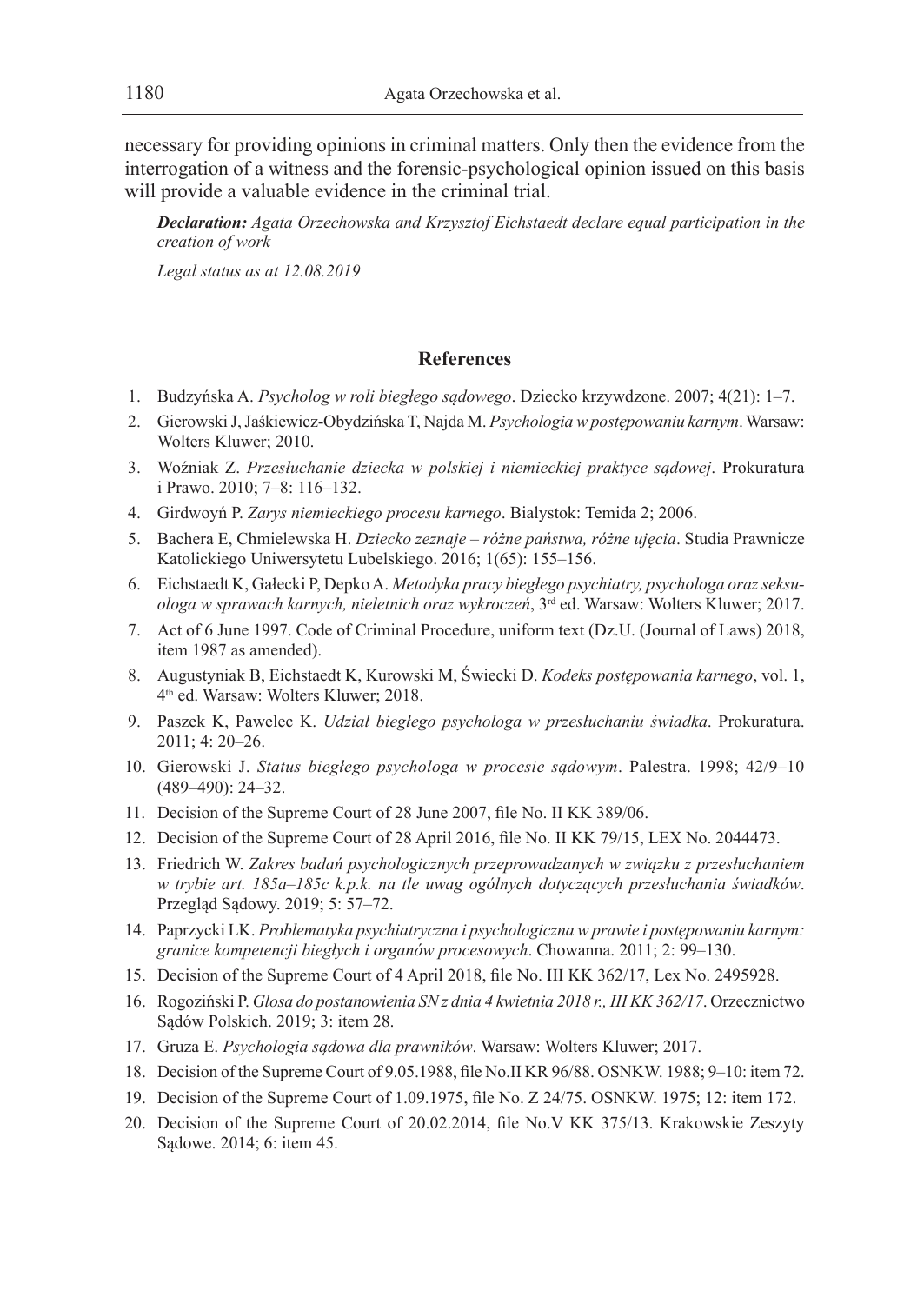necessary for providing opinions in criminal matters. Only then the evidence from the interrogation of a witness and the forensic-psychological opinion issued on this basis will provide a valuable evidence in the criminal trial.

***Declaration:*** *Agata Orzechowska and Krzysztof Eichstaedt declare equal participation in the creation of work*

*Legal status as at 12.08.2019*

## References

1. Budzyńska A. *Psycholog w roli biegłego sądowego*. Dziecko krzywdzone. 2007; 4(21): 1–7.
2. Gierowski J, Jaśkiewicz-Obydzińska T, Najda M. *Psychologia w postępowaniu karnym*. Warsaw: Wolters Kluwer; 2010.
3. Woźniak Z. *Przesłuchanie dziecka w polskiej i niemieckiej praktyce sądowej*. Prokuratura i Prawo. 2010; 7–8: 116–132.
4. Girdwoyń P. *Zarys niemieckiego procesu karnego*. Bialystok: Temida 2; 2006.
5. Bachera E, Chmielewska H. *Dziecko zeznaje – różne państwa, różne ujęcia*. Studia Prawnicze Katolickiego Uniwersytetu Lubelskiego. 2016; 1(65): 155–156.
6. Eichstaedt K, Gałecki P, Depko A. *Metodyka pracy biegłego psychiatry, psychologa oraz seksuologa w sprawach karnych, nieletnich oraz wykroczeń*, 3rd ed. Warsaw: Wolters Kluwer; 2017.
7. Act of 6 June 1997. Code of Criminal Procedure, uniform text (Dz.U. (Journal of Laws) 2018, item 1987 as amended).
8. Augustyniak B, Eichstaedt K, Kurowski M, Świecki D. *Kodeks postępowania karnego*, vol. 1, 4th ed. Warsaw: Wolters Kluwer; 2018.
9. Paszek K, Pawelec K. *Udział biegłego psychologa w przesłuchaniu świadka*. Prokuratura. 2011; 4: 20–26.
10. Gierowski J. *Status biegłego psychologa w procesie sądowym*. Palestra. 1998; 42/9–10 (489–490): 24–32.
11. Decision of the Supreme Court of 28 June 2007, file No. II KK 389/06.
12. Decision of the Supreme Court of 28 April 2016, file No. II KK 79/15, LEX No. 2044473.
13. Friedrich W. *Zakres badań psychologicznych przeprowadzanych w związku z przesłuchaniem w trybie art. 185a–185c k.p.k. na tle uwag ogólnych dotyczących przesłuchania świadków*. Przegląd Sądowy. 2019; 5: 57–72.
14. Paprzycki LK. *Problematyka psychiatryczna i psychologiczna w prawie i postępowaniu karnym: granice kompetencji biegłych i organów procesowych*. Chowanna. 2011; 2: 99–130.
15. Decision of the Supreme Court of 4 April 2018, file No. III KK 362/17, Lex No. 2495928.
16. Rogoziński P. *Glosa do postanowienia SN z dnia 4 kwietnia 2018 r., III KK 362/17*. Orzecznictwo Sądów Polskich. 2019; 3: item 28.
17. Gruza E. *Psychologia sądowa dla prawników*. Warsaw: Wolters Kluwer; 2017.
18. Decision of the Supreme Court of 9.05.1988, file No.II KR 96/88. OSNKW. 1988; 9–10: item 72.
19. Decision of the Supreme Court of 1.09.1975, file No. Z 24/75. OSNKW. 1975; 12: item 172.
20. Decision of the Supreme Court of 20.02.2014, file No.V KK 375/13. Krakowskie Zeszyty Sądowe. 2014; 6: item 45.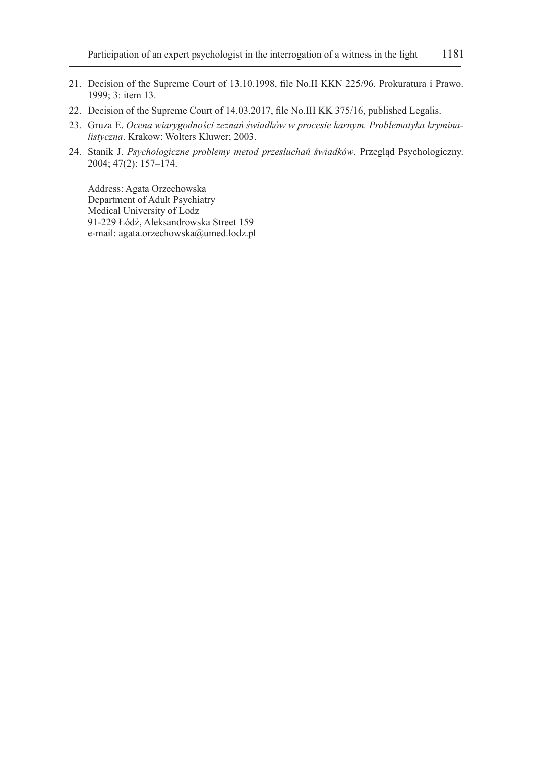21. Decision of the Supreme Court of 13.10.1998, file No.II KKN 225/96. Prokuratura i Prawo. 1999; 3: item 13.
22. Decision of the Supreme Court of 14.03.2017, file No.III KK 375/16, published Legalis.
23. Gruza E. *Ocena wiarygodności zeznań świadków w procesie karnym. Problematyka kryminalistyczna*. Krakow: Wolters Kluwer; 2003.
24. Stanik J. *Psychologiczne problemy metod przesłuchań świadków*. Przegląd Psychologiczny. 2004; 47(2): 157–174.

Address: Agata Orzechowska
Department of Adult Psychiatry
Medical University of Lodz
91-229 Łódź, Aleksandrowska Street 159
e-mail: agata.orzechowska@umed.lodz.pl